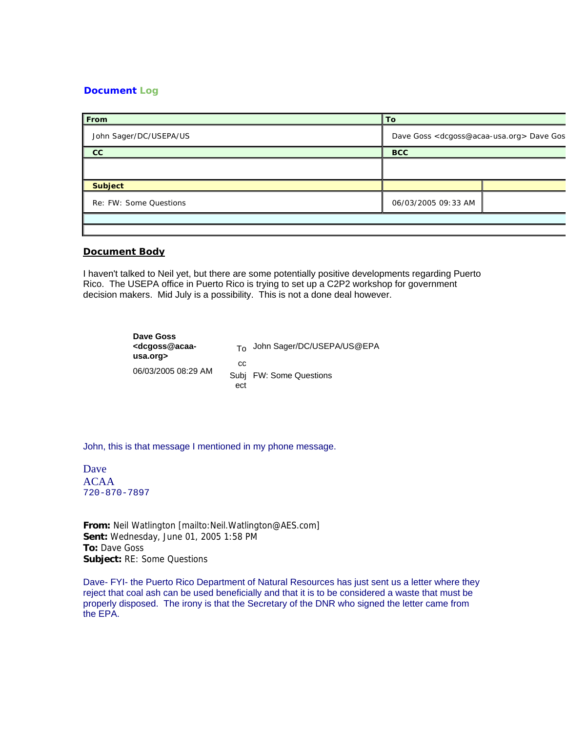## Document Log

| From | To |
|---|---|
| John Sager/DC/USEPA/US | Dave Goss <dcgoss@acaa-usa.org> Dave Gos |
| **CC** | **BCC** |
| | |
| **Subject** | |
| Re: FW: Some Questions | 06/03/2005 09:33 AM |

### Document Body

I haven't talked to Neil yet, but there are some potentially positive developments regarding Puerto Rico. The USEPA office in Puerto Rico is trying to set up a C2P2 workshop for government decision makers. Mid July is a possibility. This is not a done deal however.

**Dave Goss <dcgoss@acaa-usa.org>**
06/03/2005 08:29 AM

To John Sager/DC/USEPA/US@EPA
cc
Subject FW: Some Questions

John, this is that message I mentioned in my phone message.

Dave
ACAA
720-870-7897

**From:** Neil Watlington [mailto:Neil.Watlington@AES.com]
**Sent:** Wednesday, June 01, 2005 1:58 PM
**To:** Dave Goss
**Subject:** RE: Some Questions

Dave- FYI- the Puerto Rico Department of Natural Resources has just sent us a letter where they reject that coal ash can be used beneficially and that it is to be considered a waste that must be properly disposed. The irony is that the Secretary of the DNR who signed the letter came from the EPA.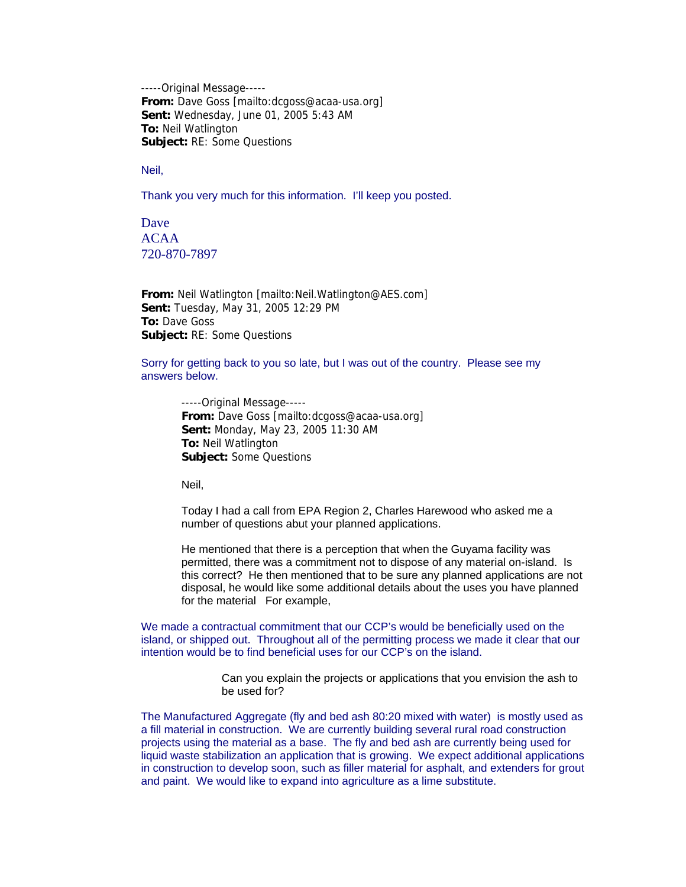-----Original Message-----
**From:** Dave Goss [mailto:dcgoss@acaa-usa.org]
**Sent:** Wednesday, June 01, 2005 5:43 AM
**To:** Neil Watlington
**Subject:** RE: Some Questions

Neil,

Thank you very much for this information. I'll keep you posted.

Dave
ACAA
720-870-7897

**From:** Neil Watlington [mailto:Neil.Watlington@AES.com]
**Sent:** Tuesday, May 31, 2005 12:29 PM
**To:** Dave Goss
**Subject:** RE: Some Questions

Sorry for getting back to you so late, but I was out of the country. Please see my answers below.

> -----Original Message-----
> **From:** Dave Goss [mailto:dcgoss@acaa-usa.org]
> **Sent:** Monday, May 23, 2005 11:30 AM
> **To:** Neil Watlington
> **Subject:** Some Questions
>
> Neil,
>
> Today I had a call from EPA Region 2, Charles Harewood who asked me a number of questions abut your planned applications.
>
> He mentioned that there is a perception that when the Guyama facility was permitted, there was a commitment not to dispose of any material on-island. Is this correct? He then mentioned that to be sure any planned applications are not disposal, he would like some additional details about the uses you have planned for the material For example,

We made a contractual commitment that our CCP's would be beneficially used on the island, or shipped out. Throughout all of the permitting process we made it clear that our intention would be to find beneficial uses for our CCP's on the island.

>> Can you explain the projects or applications that you envision the ash to be used for?

The Manufactured Aggregate (fly and bed ash 80:20 mixed with water) is mostly used as a fill material in construction. We are currently building several rural road construction projects using the material as a base. The fly and bed ash are currently being used for liquid waste stabilization an application that is growing. We expect additional applications in construction to develop soon, such as filler material for asphalt, and extenders for grout and paint. We would like to expand into agriculture as a lime substitute.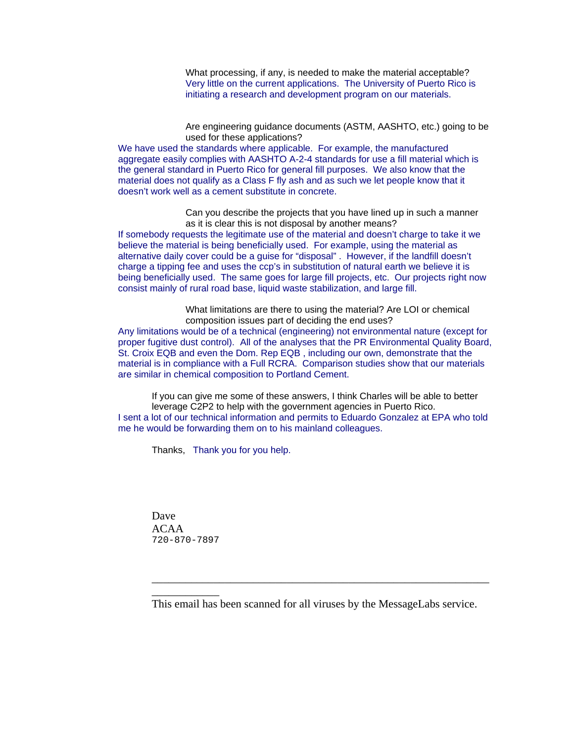What processing, if any, is needed to make the material acceptable?
Very little on the current applications. The University of Puerto Rico is initiating a research and development program on our materials.

Are engineering guidance documents (ASTM, AASHTO, etc.) going to be used for these applications?
We have used the standards where applicable. For example, the manufactured aggregate easily complies with AASHTO A-2-4 standards for use a fill material which is the general standard in Puerto Rico for general fill purposes. We also know that the material does not qualify as a Class F fly ash and as such we let people know that it doesn't work well as a cement substitute in concrete.

Can you describe the projects that you have lined up in such a manner as it is clear this is not disposal by another means?
If somebody requests the legitimate use of the material and doesn't charge to take it we believe the material is being beneficially used. For example, using the material as alternative daily cover could be a guise for "disposal" . However, if the landfill doesn't charge a tipping fee and uses the ccp's in substitution of natural earth we believe it is being beneficially used. The same goes for large fill projects, etc. Our projects right now consist mainly of rural road base, liquid waste stabilization, and large fill.

What limitations are there to using the material? Are LOI or chemical composition issues part of deciding the end uses?
Any limitations would be of a technical (engineering) not environmental nature (except for proper fugitive dust control). All of the analyses that the PR Environmental Quality Board, St. Croix EQB and even the Dom. Rep EQB , including our own, demonstrate that the material is in compliance with a Full RCRA. Comparison studies show that our materials are similar in chemical composition to Portland Cement.

If you can give me some of these answers, I think Charles will be able to better leverage C2P2 to help with the government agencies in Puerto Rico.
I sent a lot of our technical information and permits to Eduardo Gonzalez at EPA who told me he would be forwarding them on to his mainland colleagues.

Thanks, Thank you for you help.

Dave
ACAA
720-870-7897

---

This email has been scanned for all viruses by the MessageLabs service.